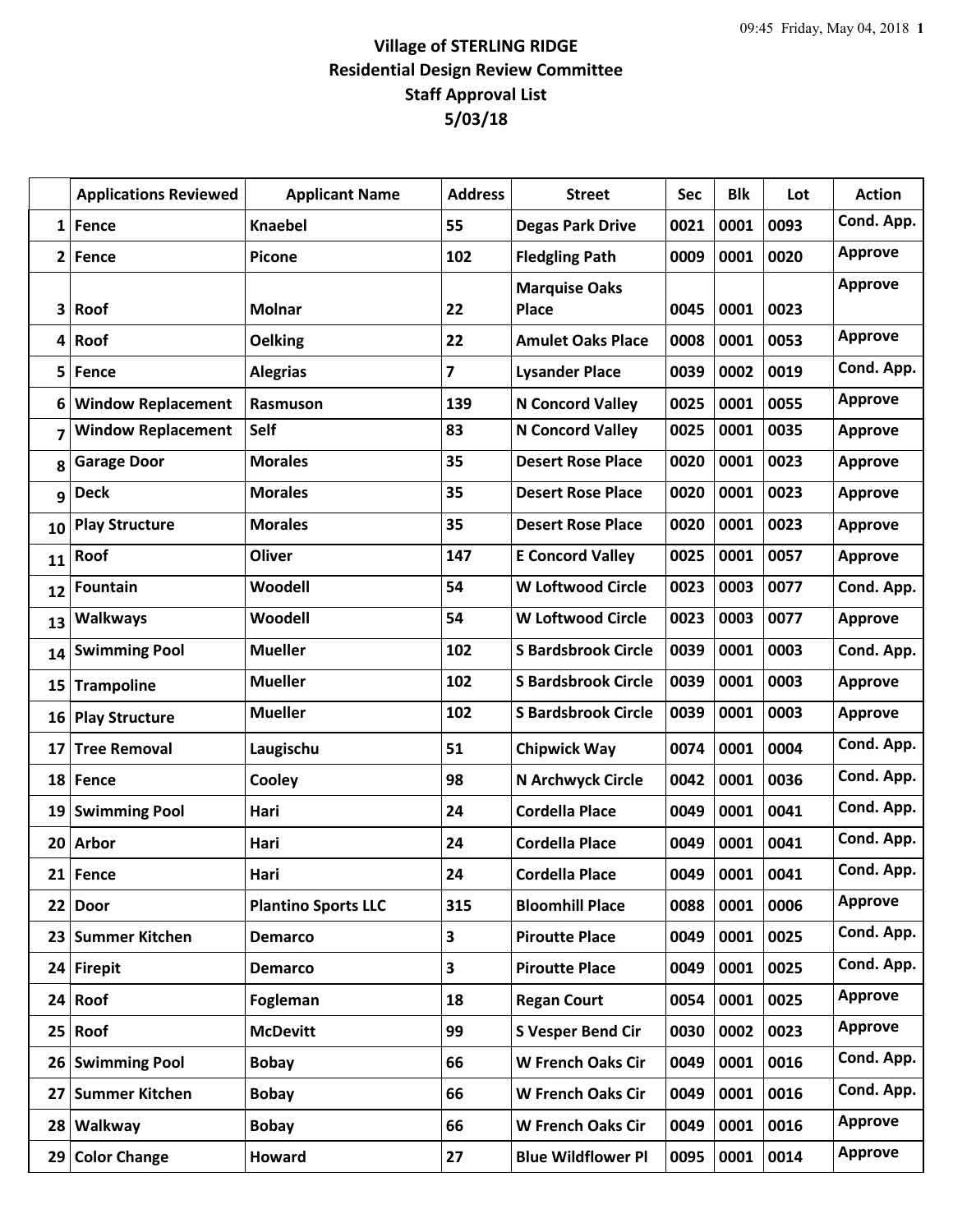# Village of STERLING RIDGE
## Residential Design Review Committee
## Staff Approval List
## 5/03/18

| | Applications Reviewed | Applicant Name | Address | Street | Sec | Blk | Lot | Action |
|---|---|---|---|---|---|---|---|---|
| 1 | Fence | Knaebel | 55 | Degas Park Drive | 0021 | 0001 | 0093 | Cond. App. |
| 2 | Fence | Picone | 102 | Fledgling Path | 0009 | 0001 | 0020 | Approve |
| 3 | Roof | Molnar | 22 | Marquise Oaks Place | 0045 | 0001 | 0023 | Approve |
| 4 | Roof | Oelking | 22 | Amulet Oaks Place | 0008 | 0001 | 0053 | Approve |
| 5 | Fence | Alegrias | 7 | Lysander Place | 0039 | 0002 | 0019 | Cond. App. |
| 6 | Window Replacement | Rasmuson | 139 | N Concord Valley | 0025 | 0001 | 0055 | Approve |
| 7 | Window Replacement | Self | 83 | N Concord Valley | 0025 | 0001 | 0035 | Approve |
| 8 | Garage Door | Morales | 35 | Desert Rose Place | 0020 | 0001 | 0023 | Approve |
| 9 | Deck | Morales | 35 | Desert Rose Place | 0020 | 0001 | 0023 | Approve |
| 10 | Play Structure | Morales | 35 | Desert Rose Place | 0020 | 0001 | 0023 | Approve |
| 11 | Roof | Oliver | 147 | E Concord Valley | 0025 | 0001 | 0057 | Approve |
| 12 | Fountain | Woodell | 54 | W Loftwood Circle | 0023 | 0003 | 0077 | Cond. App. |
| 13 | Walkways | Woodell | 54 | W Loftwood Circle | 0023 | 0003 | 0077 | Approve |
| 14 | Swimming Pool | Mueller | 102 | S Bardsbrook Circle | 0039 | 0001 | 0003 | Cond. App. |
| 15 | Trampoline | Mueller | 102 | S Bardsbrook Circle | 0039 | 0001 | 0003 | Approve |
| 16 | Play Structure | Mueller | 102 | S Bardsbrook Circle | 0039 | 0001 | 0003 | Approve |
| 17 | Tree Removal | Laugischu | 51 | Chipwick Way | 0074 | 0001 | 0004 | Cond. App. |
| 18 | Fence | Cooley | 98 | N Archwyck Circle | 0042 | 0001 | 0036 | Cond. App. |
| 19 | Swimming Pool | Hari | 24 | Cordella Place | 0049 | 0001 | 0041 | Cond. App. |
| 20 | Arbor | Hari | 24 | Cordella Place | 0049 | 0001 | 0041 | Cond. App. |
| 21 | Fence | Hari | 24 | Cordella Place | 0049 | 0001 | 0041 | Cond. App. |
| 22 | Door | Plantino Sports LLC | 315 | Bloomhill Place | 0088 | 0001 | 0006 | Approve |
| 23 | Summer Kitchen | Demarco | 3 | Piroutte Place | 0049 | 0001 | 0025 | Cond. App. |
| 24 | Firepit | Demarco | 3 | Piroutte Place | 0049 | 0001 | 0025 | Cond. App. |
| 24 | Roof | Fogleman | 18 | Regan Court | 0054 | 0001 | 0025 | Approve |
| 25 | Roof | McDevitt | 99 | S Vesper Bend Cir | 0030 | 0002 | 0023 | Approve |
| 26 | Swimming Pool | Bobay | 66 | W French Oaks Cir | 0049 | 0001 | 0016 | Cond. App. |
| 27 | Summer Kitchen | Bobay | 66 | W French Oaks Cir | 0049 | 0001 | 0016 | Cond. App. |
| 28 | Walkway | Bobay | 66 | W French Oaks Cir | 0049 | 0001 | 0016 | Approve |
| 29 | Color Change | Howard | 27 | Blue Wildflower Pl | 0095 | 0001 | 0014 | Approve |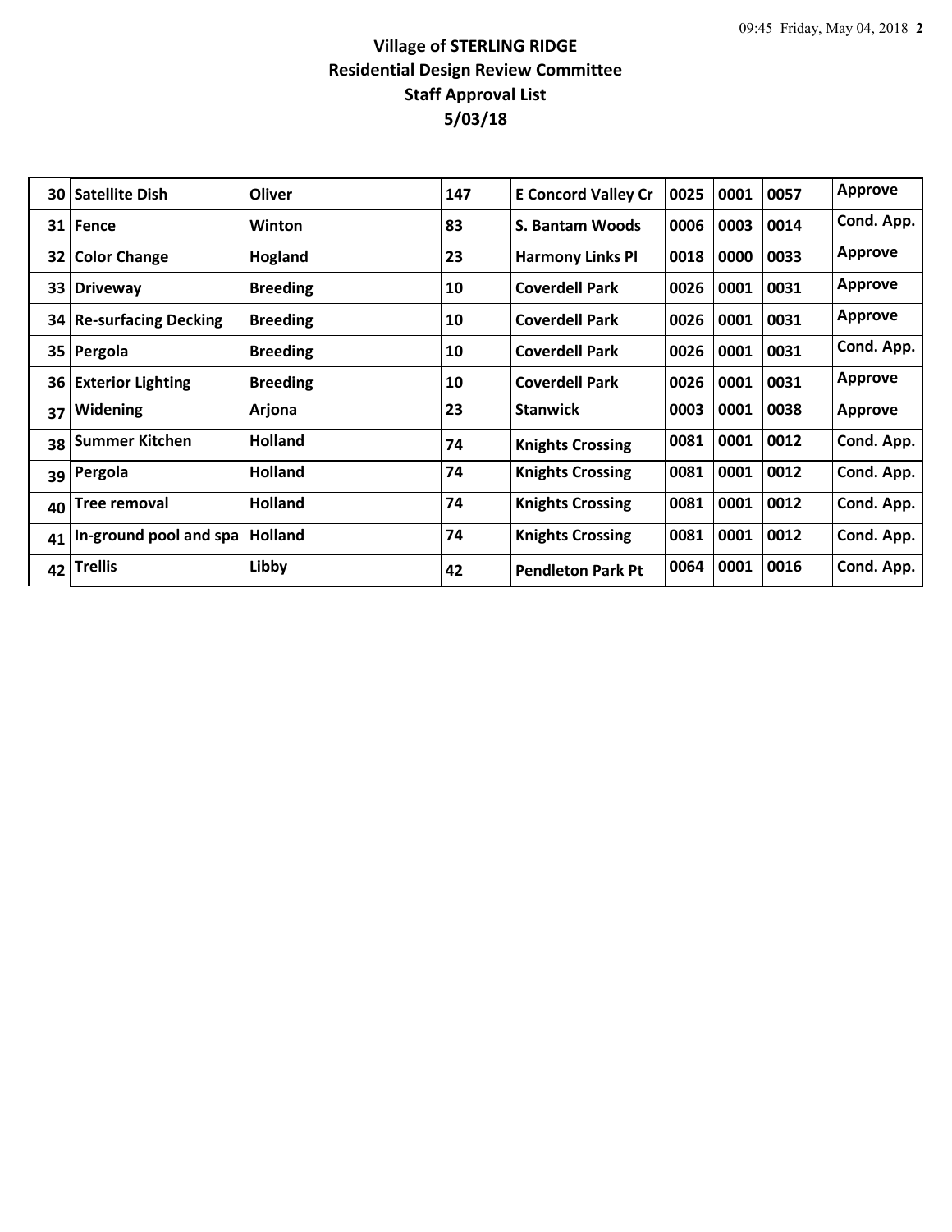**Village of STERLING RIDGE**
**Residential Design Review Committee**
**Staff Approval List**
**5/03/18**

| | | | | | | | | |
|---|---|---|---|---|---|---|---|---|
| 30 | Satellite Dish | Oliver | 147 | E Concord Valley Cr | 0025 | 0001 | 0057 | Approve |
| 31 | Fence | Winton | 83 | S. Bantam Woods | 0006 | 0003 | 0014 | Cond. App. |
| 32 | Color Change | Hogland | 23 | Harmony Links Pl | 0018 | 0000 | 0033 | Approve |
| 33 | Driveway | Breeding | 10 | Coverdell Park | 0026 | 0001 | 0031 | Approve |
| 34 | Re-surfacing Decking | Breeding | 10 | Coverdell Park | 0026 | 0001 | 0031 | Approve |
| 35 | Pergola | Breeding | 10 | Coverdell Park | 0026 | 0001 | 0031 | Cond. App. |
| 36 | Exterior Lighting | Breeding | 10 | Coverdell Park | 0026 | 0001 | 0031 | Approve |
| 37 | Widening | Arjona | 23 | Stanwick | 0003 | 0001 | 0038 | Approve |
| 38 | Summer Kitchen | Holland | 74 | Knights Crossing | 0081 | 0001 | 0012 | Cond. App. |
| 39 | Pergola | Holland | 74 | Knights Crossing | 0081 | 0001 | 0012 | Cond. App. |
| 40 | Tree removal | Holland | 74 | Knights Crossing | 0081 | 0001 | 0012 | Cond. App. |
| 41 | In-ground pool and spa | Holland | 74 | Knights Crossing | 0081 | 0001 | 0012 | Cond. App. |
| 42 | Trellis | Libby | 42 | Pendleton Park Pt | 0064 | 0001 | 0016 | Cond. App. |